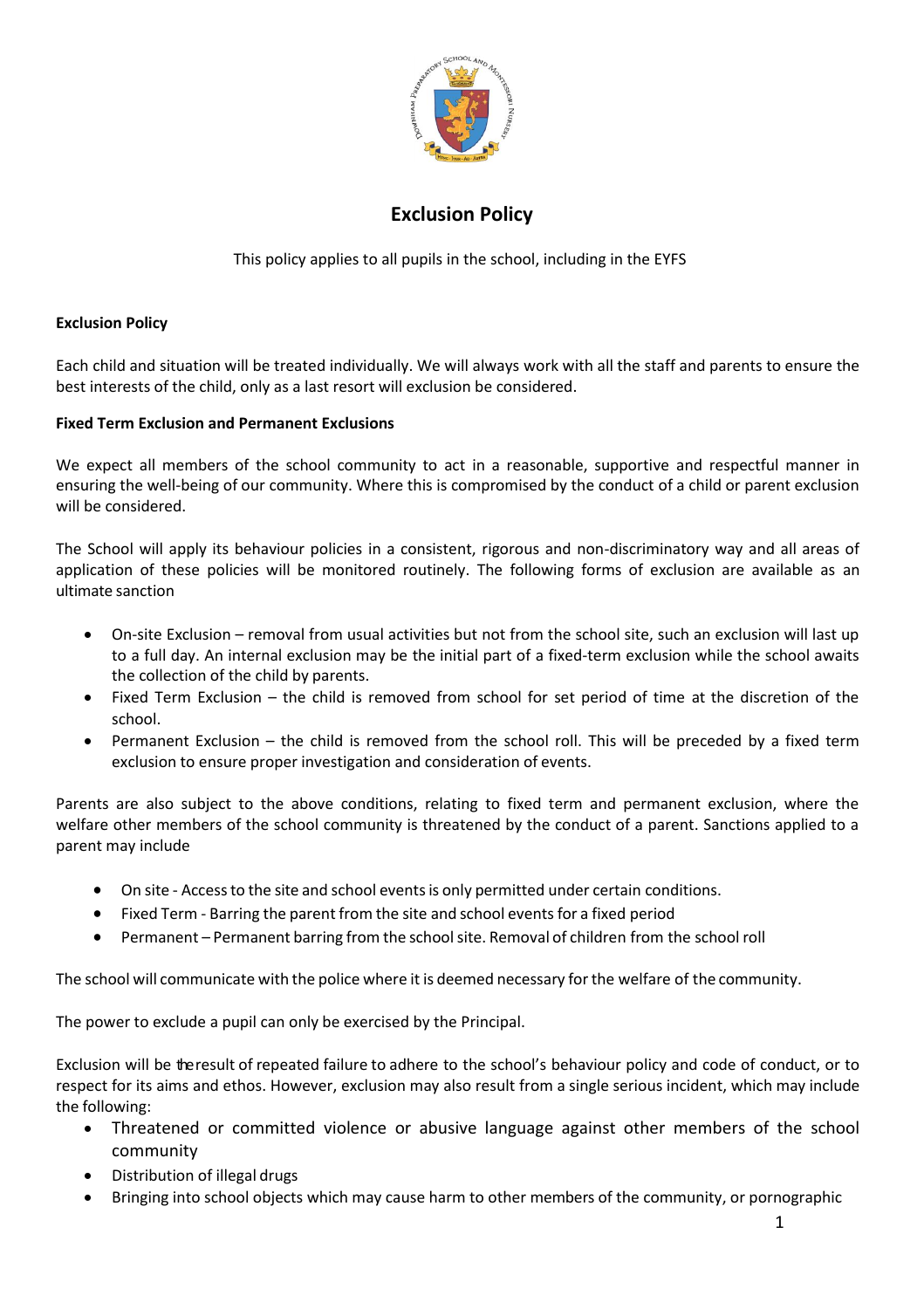# Exclusion Policy

This policy applies to all pupils in the school, including in the EYFS

**Exclusion Policy**

Each child and situation will be treated individually. We will always work with all the staff and parents to ensure the best interests of the child, only as a last resort will exclusion be considered.

**Fixed Term Exclusion and Permanent Exclusions**

We expect all members of the school community to act in a reasonable, supportive and respectful manner in ensuring the well-being of our community. Where this is compromised by the conduct of a child or parent exclusion will be considered.

The School will apply its behaviour policies in a consistent, rigorous and non-discriminatory way and all areas of application of these policies will be monitored routinely. The following forms of exclusion are available as an ultimate sanction

- On-site Exclusion – removal from usual activities but not from the school site, such an exclusion will last up to a full day. An internal exclusion may be the initial part of a fixed-term exclusion while the school awaits the collection of the child by parents.
- Fixed Term Exclusion – the child is removed from school for set period of time at the discretion of the school.
- Permanent Exclusion – the child is removed from the school roll. This will be preceded by a fixed term exclusion to ensure proper investigation and consideration of events.

Parents are also subject to the above conditions, relating to fixed term and permanent exclusion, where the welfare other members of the school community is threatened by the conduct of a parent. Sanctions applied to a parent may include

- On site - Access to the site and school events is only permitted under certain conditions.
- Fixed Term - Barring the parent from the site and school events for a fixed period
- Permanent – Permanent barring from the school site. Removal of children from the school roll

The school will communicate with the police where it is deemed necessary for the welfare of the community.

The power to exclude a pupil can only be exercised by the Principal.

Exclusion will be the result of repeated failure to adhere to the school's behaviour policy and code of conduct, or to respect for its aims and ethos. However, exclusion may also result from a single serious incident, which may include the following:

- Threatened or committed violence or abusive language against other members of the school community
- Distribution of illegal drugs
- Bringing into school objects which may cause harm to other members of the community, or pornographic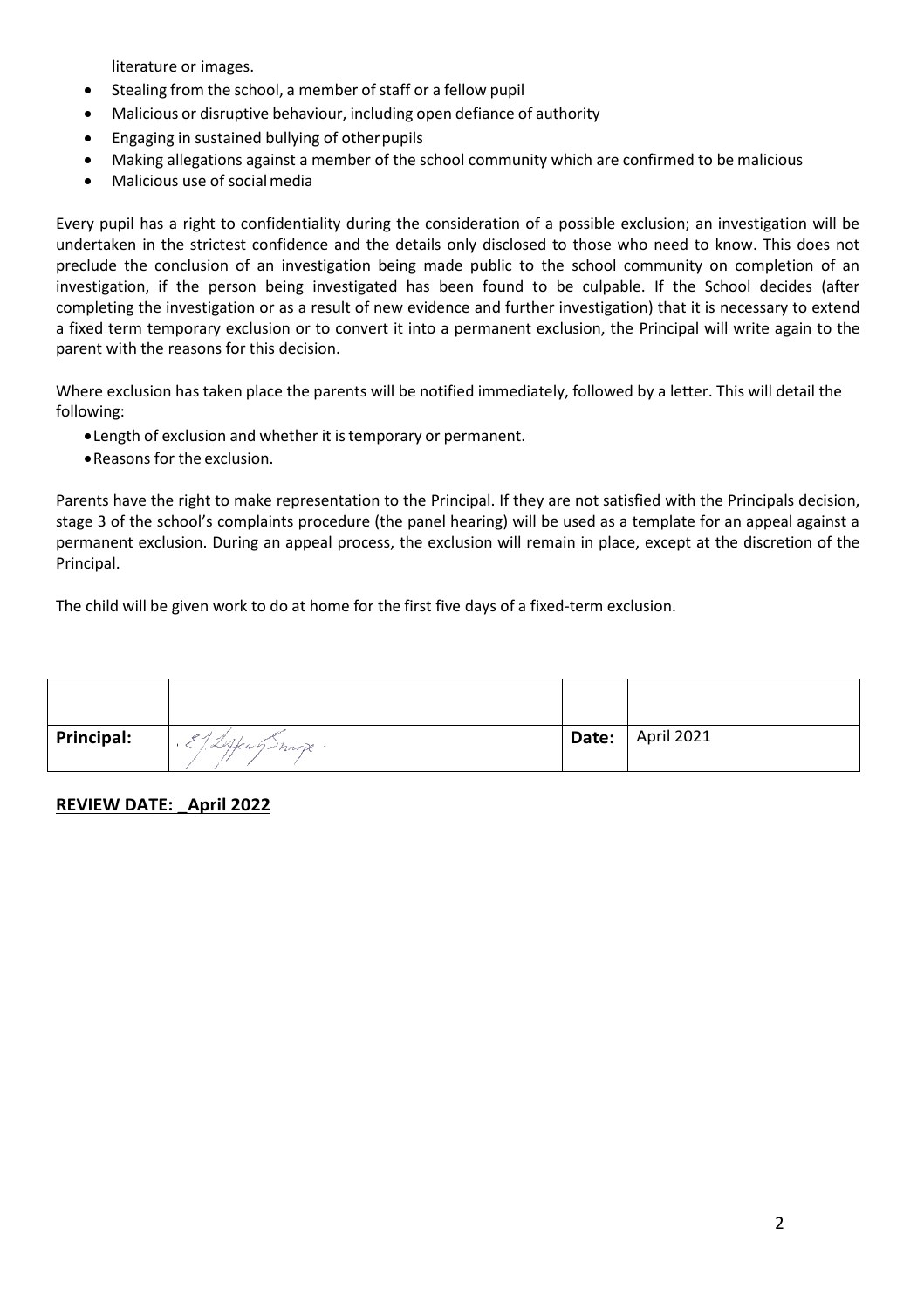literature or images.

- Stealing from the school, a member of staff or a fellow pupil
- Malicious or disruptive behaviour, including open defiance of authority
- Engaging in sustained bullying of other pupils
- Making allegations against a member of the school community which are confirmed to be malicious
- Malicious use of social media

Every pupil has a right to confidentiality during the consideration of a possible exclusion; an investigation will be undertaken in the strictest confidence and the details only disclosed to those who need to know. This does not preclude the conclusion of an investigation being made public to the school community on completion of an investigation, if the person being investigated has been found to be culpable. If the School decides (after completing the investigation or as a result of new evidence and further investigation) that it is necessary to extend a fixed term temporary exclusion or to convert it into a permanent exclusion, the Principal will write again to the parent with the reasons for this decision.

Where exclusion has taken place the parents will be notified immediately, followed by a letter. This will detail the following:

- Length of exclusion and whether it is temporary or permanent.
- Reasons for the exclusion.

Parents have the right to make representation to the Principal. If they are not satisfied with the Principals decision, stage 3 of the school's complaints procedure (the panel hearing) will be used as a template for an appeal against a permanent exclusion. During an appeal process, the exclusion will remain in place, except at the discretion of the Principal.

The child will be given work to do at home for the first five days of a fixed-term exclusion.

| | | | |
|---|---|---|---|
| **Principal:** | E J Lefferty Sharpe | **Date:** | April 2021 |

**REVIEW DATE: _April 2022**